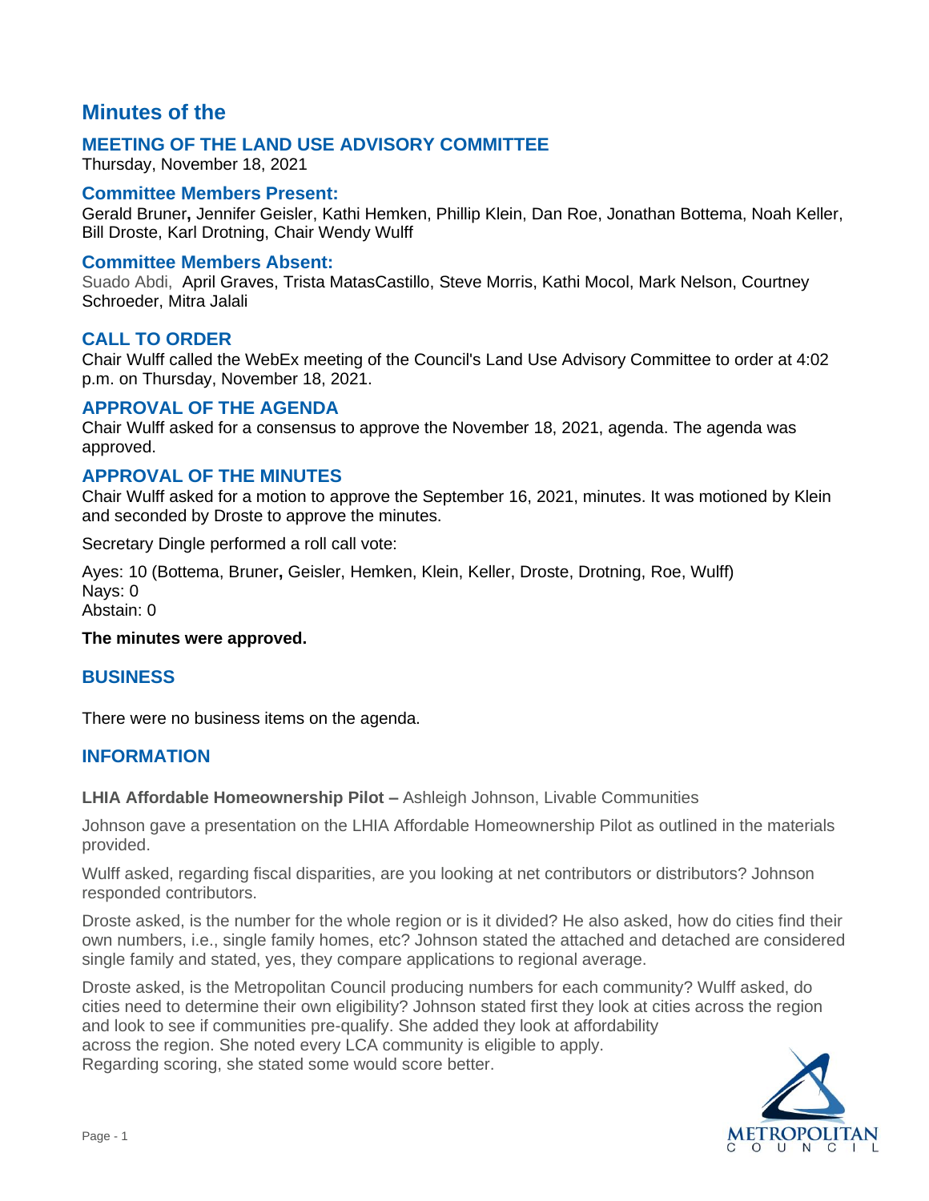# Minutes of the

## MEETING OF THE LAND USE ADVISORY COMMITTEE

Thursday, November 18, 2021

### Committee Members Present:

Gerald Bruner**,** Jennifer Geisler, Kathi Hemken, Phillip Klein, Dan Roe, Jonathan Bottema, Noah Keller, Bill Droste, Karl Drotning, Chair Wendy Wulff

### Committee Members Absent:

Suado Abdi, April Graves, Trista MatasCastillo, Steve Morris, Kathi Mocol, Mark Nelson, Courtney Schroeder, Mitra Jalali

## CALL TO ORDER

Chair Wulff called the WebEx meeting of the Council's Land Use Advisory Committee to order at 4:02 p.m. on Thursday, November 18, 2021.

## APPROVAL OF THE AGENDA

Chair Wulff asked for a consensus to approve the November 18, 2021, agenda. The agenda was approved.

## APPROVAL OF THE MINUTES

Chair Wulff asked for a motion to approve the September 16, 2021, minutes. It was motioned by Klein and seconded by Droste to approve the minutes.

Secretary Dingle performed a roll call vote:

Ayes: 10 (Bottema, Bruner**,** Geisler, Hemken, Klein, Keller, Droste, Drotning, Roe, Wulff)
Nays: 0
Abstain: 0

**The minutes were approved.**

## BUSINESS

There were no business items on the agenda.

## INFORMATION

**LHIA Affordable Homeownership Pilot –** Ashleigh Johnson, Livable Communities

Johnson gave a presentation on the LHIA Affordable Homeownership Pilot as outlined in the materials provided.

Wulff asked, regarding fiscal disparities, are you looking at net contributors or distributors? Johnson responded contributors.

Droste asked, is the number for the whole region or is it divided? He also asked, how do cities find their own numbers, i.e., single family homes, etc? Johnson stated the attached and detached are considered single family and stated, yes, they compare applications to regional average.

Droste asked, is the Metropolitan Council producing numbers for each community? Wulff asked, do cities need to determine their own eligibility? Johnson stated first they look at cities across the region and look to see if communities pre-qualify. She added they look at affordability across the region. She noted every LCA community is eligible to apply. Regarding scoring, she stated some would score better.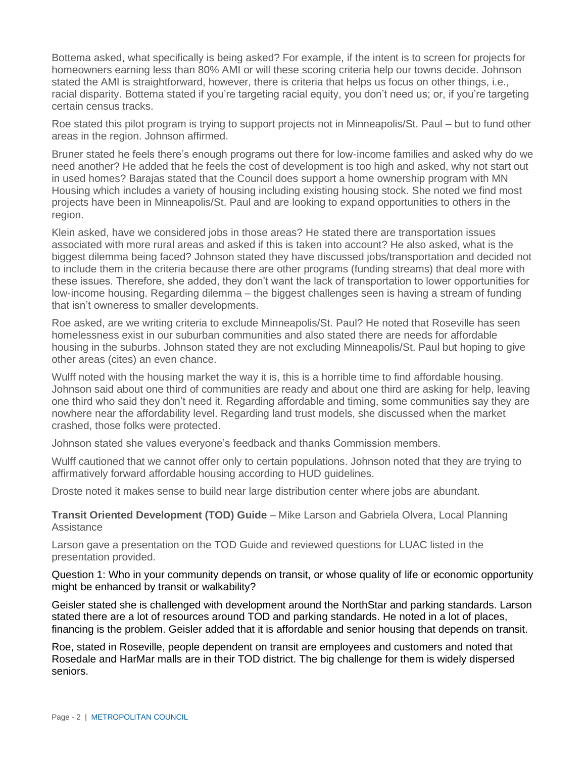Bottema asked, what specifically is being asked? For example, if the intent is to screen for projects for homeowners earning less than 80% AMI or will these scoring criteria help our towns decide. Johnson stated the AMI is straightforward, however, there is criteria that helps us focus on other things, i.e., racial disparity. Bottema stated if you're targeting racial equity, you don't need us; or, if you're targeting certain census tracks.

Roe stated this pilot program is trying to support projects not in Minneapolis/St. Paul – but to fund other areas in the region. Johnson affirmed.

Bruner stated he feels there's enough programs out there for low-income families and asked why do we need another? He added that he feels the cost of development is too high and asked, why not start out in used homes? Barajas stated that the Council does support a home ownership program with MN Housing which includes a variety of housing including existing housing stock. She noted we find most projects have been in Minneapolis/St. Paul and are looking to expand opportunities to others in the region.

Klein asked, have we considered jobs in those areas? He stated there are transportation issues associated with more rural areas and asked if this is taken into account? He also asked, what is the biggest dilemma being faced? Johnson stated they have discussed jobs/transportation and decided not to include them in the criteria because there are other programs (funding streams) that deal more with these issues. Therefore, she added, they don't want the lack of transportation to lower opportunities for low-income housing. Regarding dilemma – the biggest challenges seen is having a stream of funding that isn't owneress to smaller developments.

Roe asked, are we writing criteria to exclude Minneapolis/St. Paul? He noted that Roseville has seen homelessness exist in our suburban communities and also stated there are needs for affordable housing in the suburbs. Johnson stated they are not excluding Minneapolis/St. Paul but hoping to give other areas (cites) an even chance.

Wulff noted with the housing market the way it is, this is a horrible time to find affordable housing. Johnson said about one third of communities are ready and about one third are asking for help, leaving one third who said they don't need it. Regarding affordable and timing, some communities say they are nowhere near the affordability level. Regarding land trust models, she discussed when the market crashed, those folks were protected.

Johnson stated she values everyone's feedback and thanks Commission members.

Wulff cautioned that we cannot offer only to certain populations. Johnson noted that they are trying to affirmatively forward affordable housing according to HUD guidelines.

Droste noted it makes sense to build near large distribution center where jobs are abundant.

**Transit Oriented Development (TOD) Guide** – Mike Larson and Gabriela Olvera, Local Planning Assistance

Larson gave a presentation on the TOD Guide and reviewed questions for LUAC listed in the presentation provided.

Question 1: Who in your community depends on transit, or whose quality of life or economic opportunity might be enhanced by transit or walkability?

Geisler stated she is challenged with development around the NorthStar and parking standards. Larson stated there are a lot of resources around TOD and parking standards. He noted in a lot of places, financing is the problem. Geisler added that it is affordable and senior housing that depends on transit.

Roe, stated in Roseville, people dependent on transit are employees and customers and noted that Rosedale and HarMar malls are in their TOD district. The big challenge for them is widely dispersed seniors.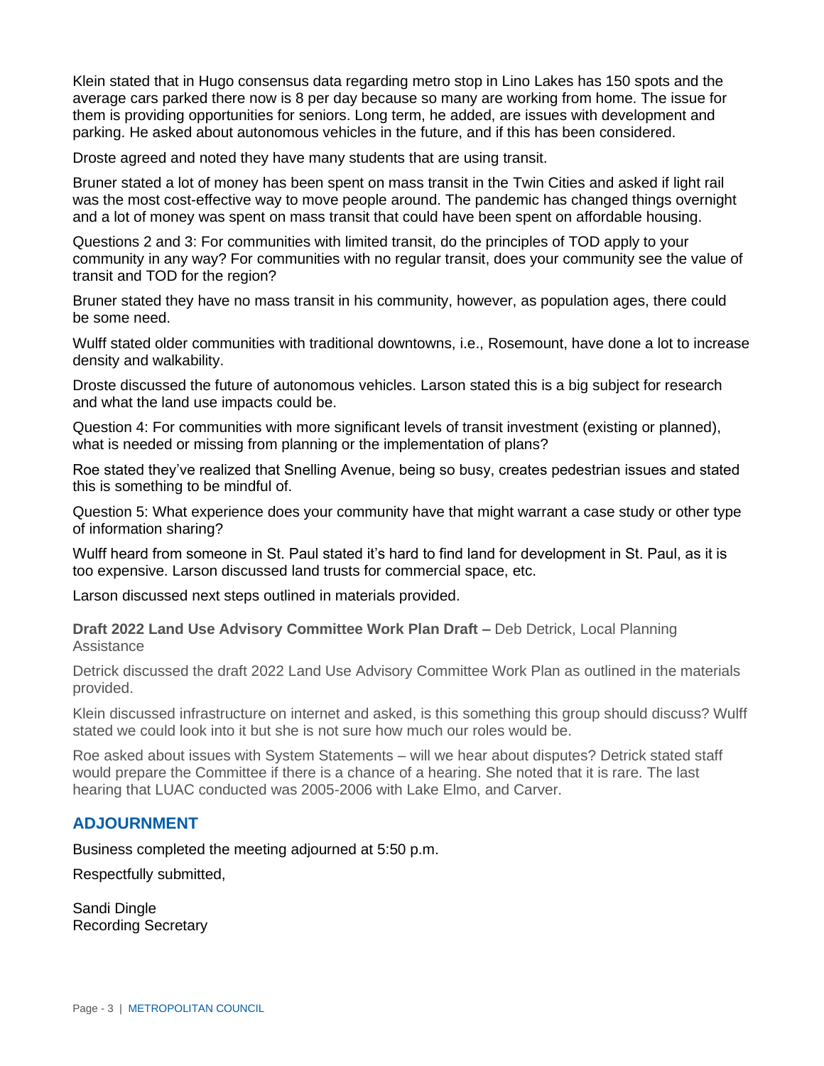Klein stated that in Hugo consensus data regarding metro stop in Lino Lakes has 150 spots and the average cars parked there now is 8 per day because so many are working from home. The issue for them is providing opportunities for seniors. Long term, he added, are issues with development and parking. He asked about autonomous vehicles in the future, and if this has been considered.

Droste agreed and noted they have many students that are using transit.

Bruner stated a lot of money has been spent on mass transit in the Twin Cities and asked if light rail was the most cost-effective way to move people around. The pandemic has changed things overnight and a lot of money was spent on mass transit that could have been spent on affordable housing.

Questions 2 and 3: For communities with limited transit, do the principles of TOD apply to your community in any way? For communities with no regular transit, does your community see the value of transit and TOD for the region?

Bruner stated they have no mass transit in his community, however, as population ages, there could be some need.

Wulff stated older communities with traditional downtowns, i.e., Rosemount, have done a lot to increase density and walkability.

Droste discussed the future of autonomous vehicles. Larson stated this is a big subject for research and what the land use impacts could be.

Question 4: For communities with more significant levels of transit investment (existing or planned), what is needed or missing from planning or the implementation of plans?

Roe stated they've realized that Snelling Avenue, being so busy, creates pedestrian issues and stated this is something to be mindful of.

Question 5: What experience does your community have that might warrant a case study or other type of information sharing?

Wulff heard from someone in St. Paul stated it's hard to find land for development in St. Paul, as it is too expensive. Larson discussed land trusts for commercial space, etc.

Larson discussed next steps outlined in materials provided.

**Draft 2022 Land Use Advisory Committee Work Plan Draft –** Deb Detrick, Local Planning Assistance

Detrick discussed the draft 2022 Land Use Advisory Committee Work Plan as outlined in the materials provided.

Klein discussed infrastructure on internet and asked, is this something this group should discuss? Wulff stated we could look into it but she is not sure how much our roles would be.

Roe asked about issues with System Statements – will we hear about disputes? Detrick stated staff would prepare the Committee if there is a chance of a hearing. She noted that it is rare. The last hearing that LUAC conducted was 2005-2006 with Lake Elmo, and Carver.

## ADJOURNMENT

Business completed the meeting adjourned at 5:50 p.m.

Respectfully submitted,

Sandi Dingle
Recording Secretary